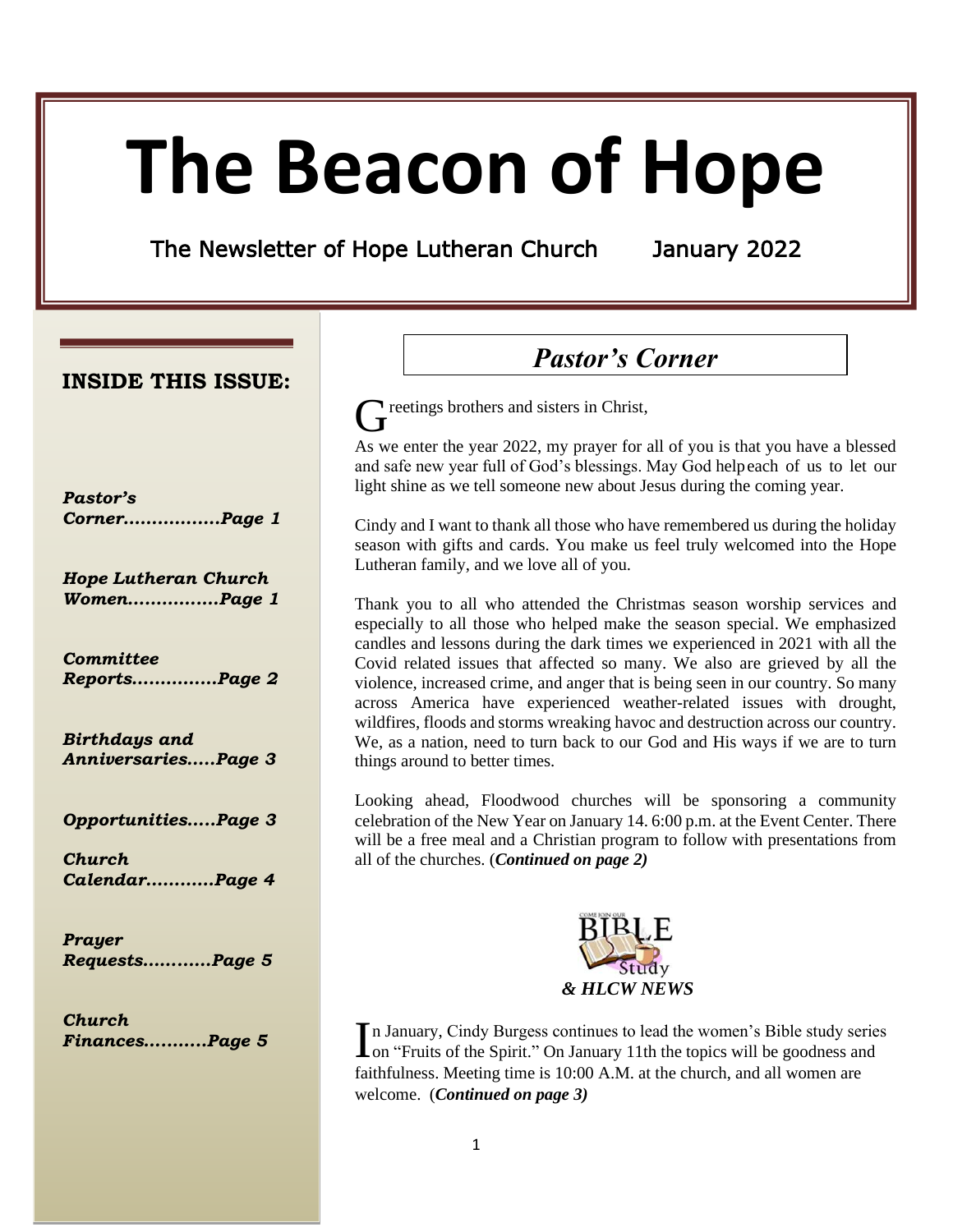# The Beacon of Hope

The Newsletter of Hope Lutheran Church January 2022

**INSIDE THIS ISSUE:**

*Pastor's Corner.................Page 1*

*Hope Lutheran Church Women................Page 1*

*Committee Reports...............Page 2*

*Birthdays and Anniversaries.....Page 3*

*Opportunities.....Page 3*

*Church Calendar............Page 4*

*Prayer Requests............Page 5*

*Church Finances...........Page 5*

## *Pastor's Corner*

Greetings brothers and sisters in Christ,

As we enter the year 2022, my prayer for all of you is that you have a blessed and safe new year full of God's blessings. May God help each of us to let our light shine as we tell someone new about Jesus during the coming year.

Cindy and I want to thank all those who have remembered us during the holiday season with gifts and cards. You make us feel truly welcomed into the Hope Lutheran family, and we love all of you.

Thank you to all who attended the Christmas season worship services and especially to all those who helped make the season special. We emphasized candles and lessons during the dark times we experienced in 2021 with all the Covid related issues that affected so many. We also are grieved by all the violence, increased crime, and anger that is being seen in our country. So many across America have experienced weather-related issues with drought, wildfires, floods and storms wreaking havoc and destruction across our country. We, as a nation, need to turn back to our God and His ways if we are to turn things around to better times.

Looking ahead, Floodwood churches will be sponsoring a community celebration of the New Year on January 14. 6:00 p.m. at the Event Center. There will be a free meal and a Christian program to follow with presentations from all of the churches. (***Continued on page 2)***

COME JOIN OUR BIBLE Study

***& HLCW NEWS***

In January, Cindy Burgess continues to lead the women's Bible study series on "Fruits of the Spirit." On January 11th the topics will be goodness and faithfulness. Meeting time is 10:00 A.M. at the church, and all women are welcome. (***Continued on page 3)***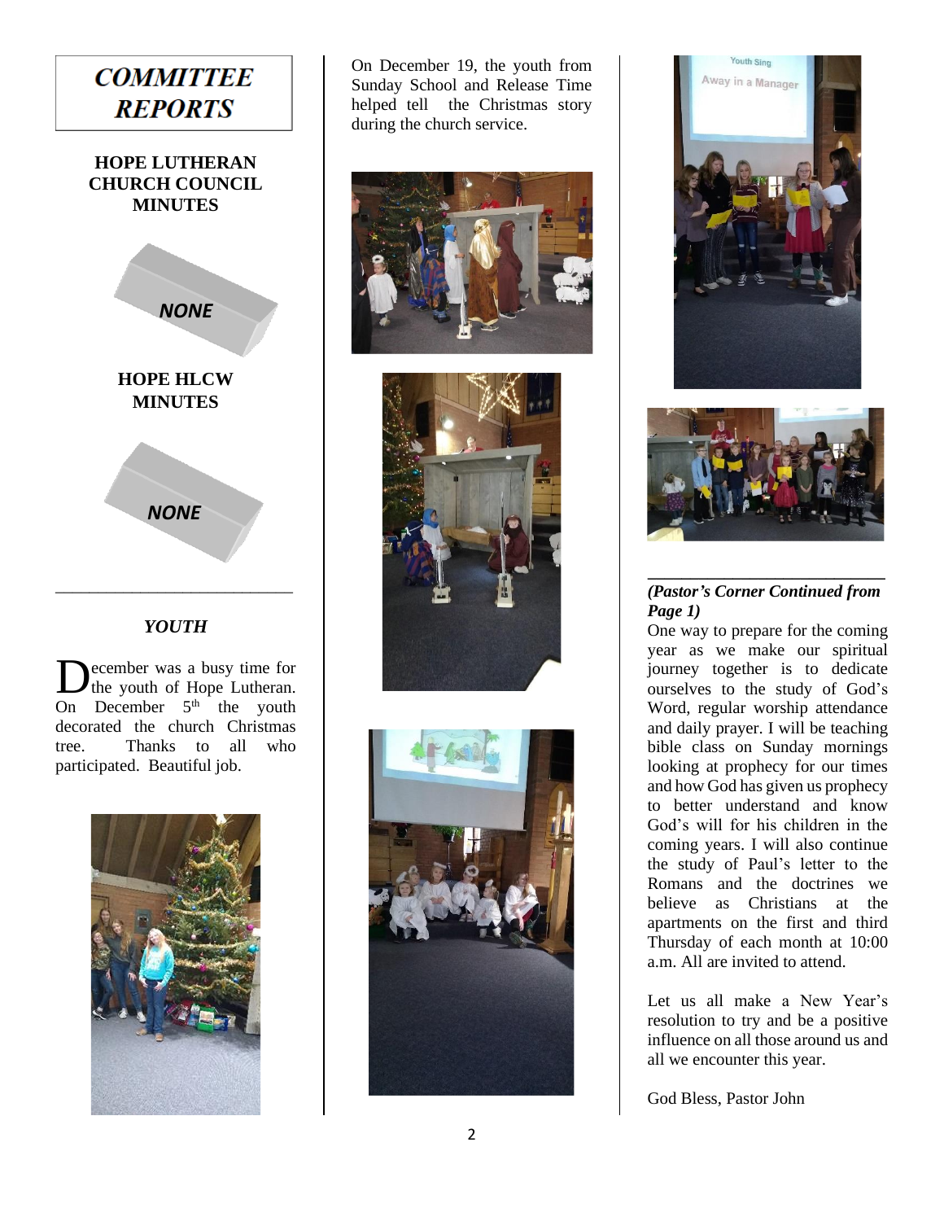# COMMITTEE REPORTS

## HOPE LUTHERAN CHURCH COUNCIL MINUTES

***NONE***

## HOPE HLCW MINUTES

***NONE***

---

## *YOUTH*

December was a busy time for the youth of Hope Lutheran. On December 5th the youth decorated the church Christmas tree. Thanks to all who participated. Beautiful job.

On December 19, the youth from Sunday School and Release Time helped tell the Christmas story during the church service.

---

***(Pastor's Corner Continued from Page 1)***

One way to prepare for the coming year as we make our spiritual journey together is to dedicate ourselves to the study of God's Word, regular worship attendance and daily prayer. I will be teaching bible class on Sunday mornings looking at prophecy for our times and how God has given us prophecy to better understand and know God's will for his children in the coming years. I will also continue the study of Paul's letter to the Romans and the doctrines we believe as Christians at the apartments on the first and third Thursday of each month at 10:00 a.m. All are invited to attend.

Let us all make a New Year's resolution to try and be a positive influence on all those around us and all we encounter this year.

God Bless, Pastor John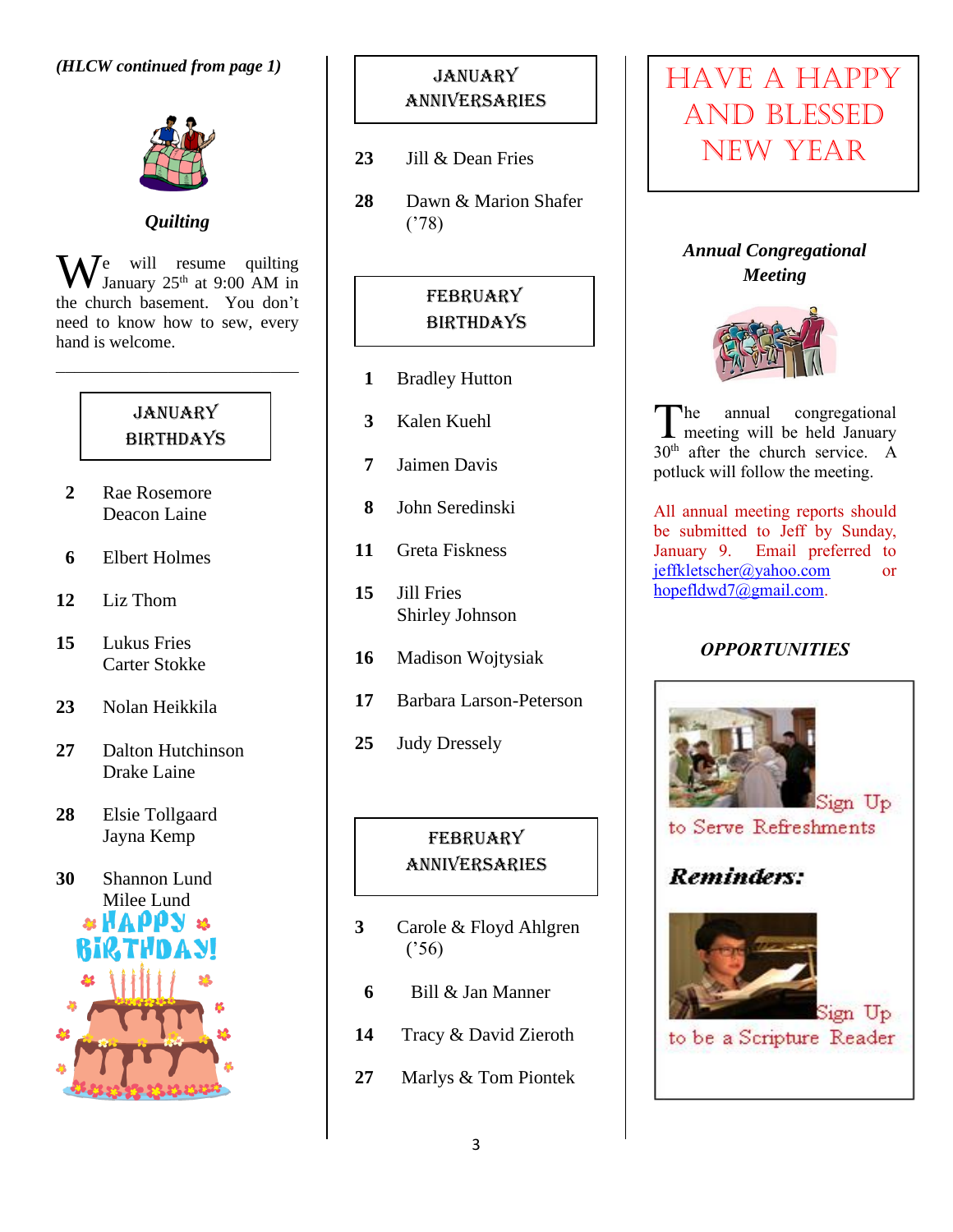*(HLCW continued from page 1)*

***Quilting***

We will resume quilting January 25th at 9:00 AM in the church basement. You don't need to know how to sew, every hand is welcome.

---

## JANUARY BIRTHDAYS

**2** Rae Rosemore
Deacon Laine

**6** Elbert Holmes

**12** Liz Thom

**15** Lukus Fries
Carter Stokke

**23** Nolan Heikkila

**27** Dalton Hutchinson
Drake Laine

**28** Elsie Tollgaard
Jayna Kemp

**30** Shannon Lund
Milee Lund

HAPPY BIRTHDAY!

## JANUARY ANNIVERSARIES

**23** Jill & Dean Fries

**28** Dawn & Marion Shafer ('78)

## FEBRUARY BIRTHDAYS

**1** Bradley Hutton

**3** Kalen Kuehl

**7** Jaimen Davis

**8** John Seredinski

**11** Greta Fiskness

**15** Jill Fries
Shirley Johnson

**16** Madison Wojtysiak

**17** Barbara Larson-Peterson

**25** Judy Dressely

## FEBRUARY ANNIVERSARIES

**3** Carole & Floyd Ahlgren ('56)

**6** Bill & Jan Manner

**14** Tracy & David Zieroth

**27** Marlys & Tom Piontek

# HAVE A HAPPY AND BLESSED NEW YEAR

***Annual Congregational Meeting***

The annual congregational meeting will be held January 30th after the church service. A potluck will follow the meeting.

All annual meeting reports should be submitted to Jeff by Sunday, January 9. Email preferred to jeffkletscher@yahoo.com or hopefldwd7@gmail.com.

***OPPORTUNITIES***

Sign Up to Serve Refreshments

**Reminders:**

Sign Up to be a Scripture Reader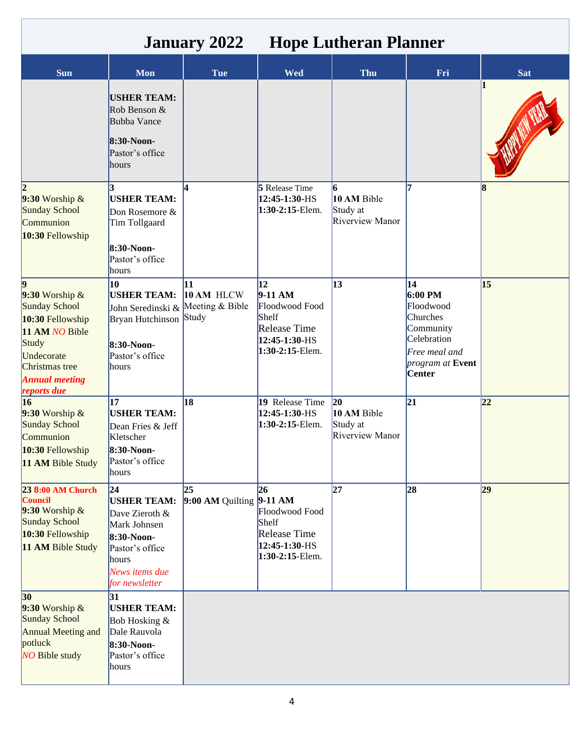# January 2022 Hope Lutheran Planner

| Sun | Mon | Tue | Wed | Thu | Fri | Sat |
|---|---|---|---|---|---|---|
| | **USHER TEAM:** Rob Benson & Bubba Vance<br>**8:30-Noon-** Pastor's office hours | | | | | **1** |
| **2**<br>**9:30** Worship & Sunday School Communion<br>**10:30** Fellowship | **3**<br>**USHER TEAM:** Don Rosemore & Tim Tollgaard<br>**8:30-Noon-** Pastor's office hours | **4** | **5** Release Time<br>**12:45-1:30**-HS<br>**1:30-2:15**-Elem. | **6**<br>**10 AM** Bible Study at Riverview Manor | **7** | **8** |
| **9**<br>**9:30** Worship & Sunday School<br>**10:30** Fellowship<br>**11 AM** *NO* Bible Study<br>Undecorate Christmas tree<br>***Annual meeting reports due*** | **10**<br>**USHER TEAM:** John Seredinski & Bryan Hutchinson<br>**8:30-Noon-** Pastor's office hours | **11**<br>**10 AM** HLCW Meeting & Bible Study | **12**<br>**9-11 AM** Floodwood Food Shelf<br>Release Time<br>**12:45-1:30**-HS<br>**1:30-2:15**-Elem. | **13** | **14**<br>**6:00 PM** Floodwood Churches Community Celebration<br>*Free meal and program at* **Event Center** | **15** |
| **16**<br>**9:30** Worship & Sunday School Communion<br>**10:30** Fellowship<br>**11 AM** Bible Study | **17**<br>**USHER TEAM:** Dean Fries & Jeff Kletscher<br>**8:30-Noon-** Pastor's office hours | **18** | **19** Release Time<br>**12:45-1:30**-HS<br>**1:30-2:15**-Elem. | **20**<br>**10 AM** Bible Study at Riverview Manor | **21** | **22** |
| **23** **8:00 AM Church Council**<br>**9:30** Worship & Sunday School<br>**10:30** Fellowship<br>**11 AM** Bible Study | **24**<br>**USHER TEAM:** Dave Zieroth & Mark Johnsen<br>**8:30-Noon-** Pastor's office hours<br>*News items due for newsletter* | **25**<br>**9:00 AM** Quilting | **26**<br>**9-11 AM** Floodwood Food Shelf<br>Release Time<br>**12:45-1:30**-HS<br>**1:30-2:15**-Elem. | **27** | **28** | **29** |
| **30**<br>**9:30** Worship & Sunday School<br>Annual Meeting and potluck<br>*NO* Bible study | **31**<br>**USHER TEAM:** Bob Hosking & Dale Rauvola<br>**8:30-Noon-** Pastor's office hours | | | | | |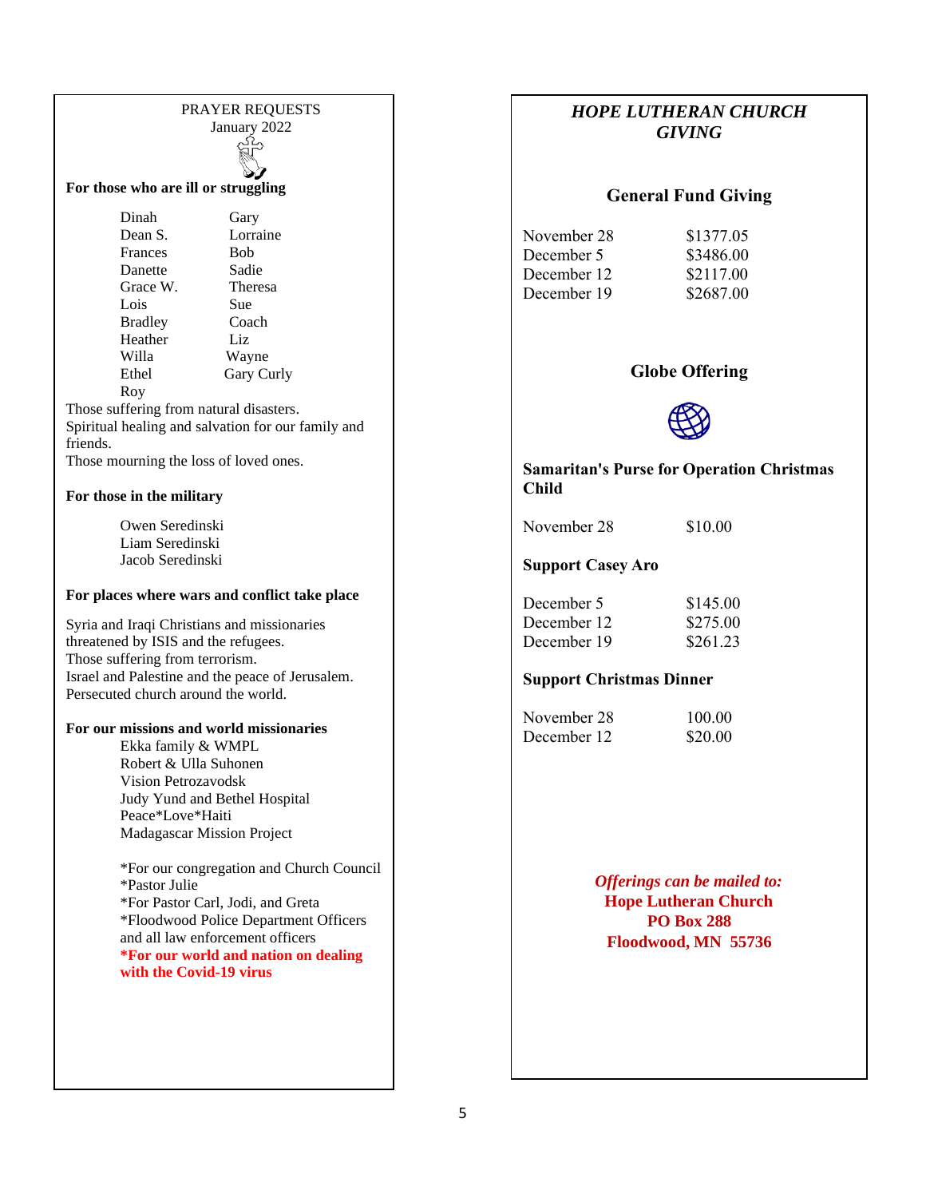PRAYER REQUESTS
January 2022

**For those who are ill or struggling**

| | |
|---|---|
| Dinah | Gary |
| Dean S. | Lorraine |
| Frances | Bob |
| Danette | Sadie |
| Grace W. | Theresa |
| Lois | Sue |
| Bradley | Coach |
| Heather | Liz |
| Willa | Wayne |
| Ethel | Gary Curly |
| Roy | |

Those suffering from natural disasters.
Spiritual healing and salvation for our family and friends.
Those mourning the loss of loved ones.

**For those in the military**

Owen Seredinski
Liam Seredinski
Jacob Seredinski

**For places where wars and conflict take place**

Syria and Iraqi Christians and missionaries threatened by ISIS and the refugees.
Those suffering from terrorism.
Israel and Palestine and the peace of Jerusalem.
Persecuted church around the world.

**For our missions and world missionaries**

Ekka family & WMPL
Robert & Ulla Suhonen
Vision Petrozavodsk
Judy Yund and Bethel Hospital
Peace*Love*Haiti
Madagascar Mission Project

*For our congregation and Church Council
*Pastor Julie
*For Pastor Carl, Jodi, and Greta
*Floodwood Police Department Officers and all law enforcement officers
**\*For our world and nation on dealing with the Covid-19 virus**

## *HOPE LUTHERAN CHURCH GIVING*

### General Fund Giving

| | |
|---|---|
| November 28 | $1377.05 |
| December 5 | $3486.00 |
| December 12 | $2117.00 |
| December 19 | $2687.00 |

### Globe Offering

**Samaritan's Purse for Operation Christmas Child**

| | |
|---|---|
| November 28 | $10.00 |

**Support Casey Aro**

| | |
|---|---|
| December 5 | $145.00 |
| December 12 | $275.00 |
| December 19 | $261.23 |

**Support Christmas Dinner**

| | |
|---|---|
| November 28 | 100.00 |
| December 12 | $20.00 |

***Offerings can be mailed to:***
**Hope Lutheran Church**
**PO Box 288**
**Floodwood, MN 55736**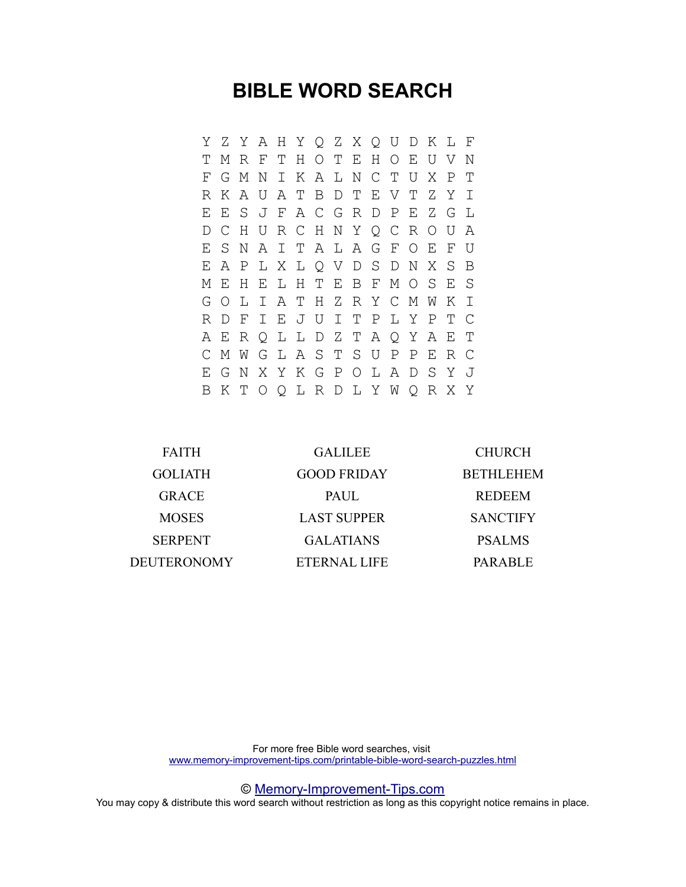# BIBLE WORD SEARCH

```
Y Z Y A H Y Q Z X Q U D K L F
T M R F T H O T E H O E U V N
F G M N I K A L N C T U X P T
R K A U A T B D T E V T Z Y I
E E S J F A C G R D P E Z G L
D C H U R C H N Y Q C R O U A
E S N A I T A L A G F O E F U
E A P L X L Q V D S D N X S B
M E H E L H T E B F M O S E S
G O L I A T H Z R Y C M W K I
R D F I E J U I T P L Y P T C
A E R Q L L D Z T A Q Y A E T
C M W G L A S T S U P P E R C
E G N X Y K G P O L A D S Y J
B K T O Q L R D L Y W Q R X Y
```

| | | |
|---|---|---|
| FAITH | GALILEE | CHURCH |
| GOLIATH | GOOD FRIDAY | BETHLEHEM |
| GRACE | PAUL | REDEEM |
| MOSES | LAST SUPPER | SANCTIFY |
| SERPENT | GALATIANS | PSALMS |
| DEUTERONOMY | ETERNAL LIFE | PARABLE |

For more free Bible word searches, visit
www.memory-improvement-tips.com/printable-bible-word-search-puzzles.html

© Memory-Improvement-Tips.com
You may copy & distribute this word search without restriction as long as this copyright notice remains in place.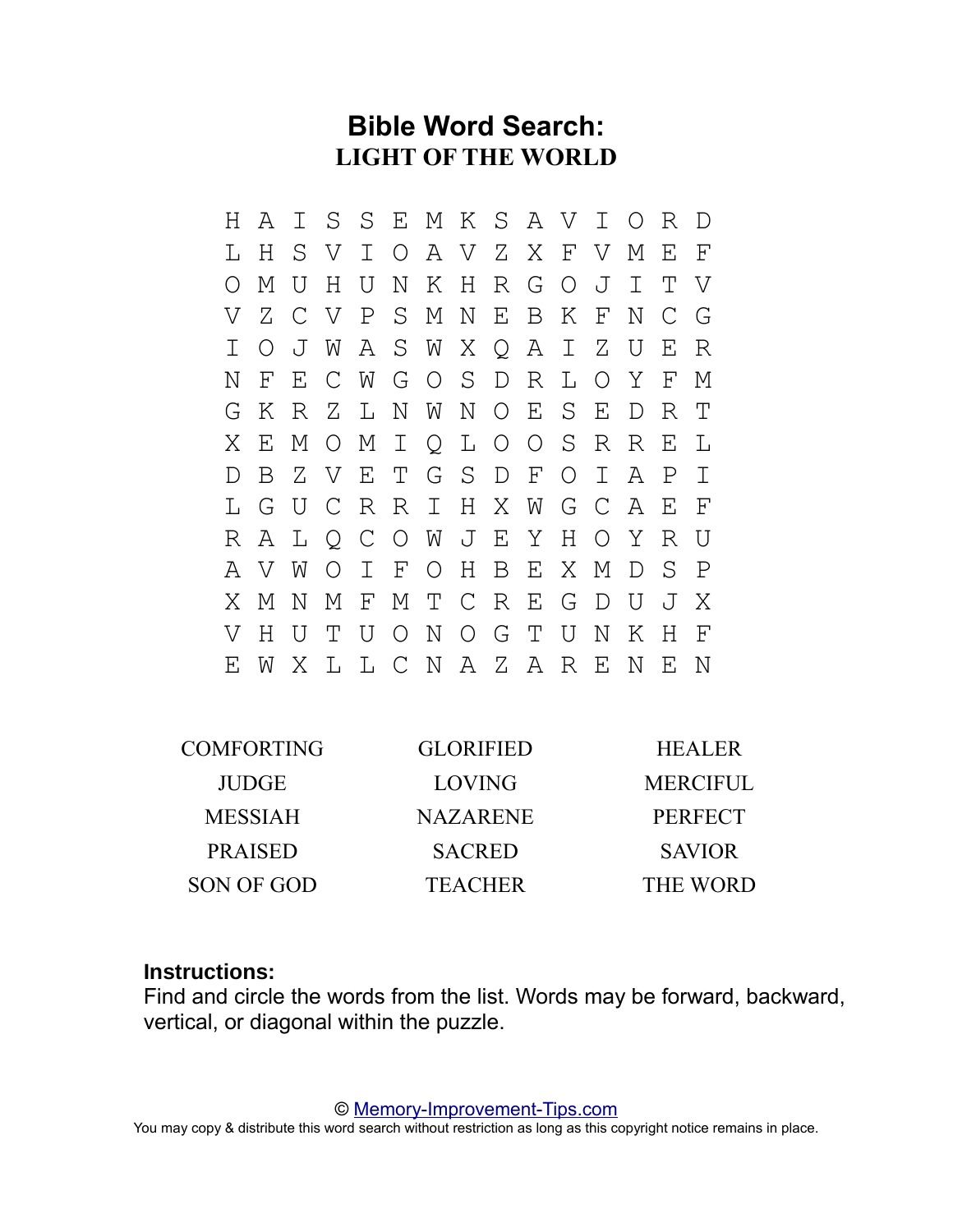# Bible Word Search:

## LIGHT OF THE WORLD

```
H A I S S E M K S A V I O R D
L H S V I O A V Z X F V M E F
O M U H U N K H R G O J I T V
V Z C V P S M N E B K F N C G
I O J W A S W X Q A I Z U E R
N F E C W G O S D R L O Y F M
G K R Z L N W N O E S E D R T
X E M O M I Q L O O S R R E L
D B Z V E T G S D F O I A P I
L G U C R R I H X W G C A E F
R A L Q C O W J E Y H O Y R U
A V W O I F O H B E X M D S P
X M N M F M T C R E G D U J X
V H U T U O N O G T U N K H F
E W X L L C N A Z A R E N E N
```

| | | |
|---|---|---|
| COMFORTING | GLORIFIED | HEALER |
| JUDGE | LOVING | MERCIFUL |
| MESSIAH | NAZARENE | PERFECT |
| PRAISED | SACRED | SAVIOR |
| SON OF GOD | TEACHER | THE WORD |

**Instructions:**
Find and circle the words from the list. Words may be forward, backward, vertical, or diagonal within the puzzle.

© Memory-Improvement-Tips.com
You may copy & distribute this word search without restriction as long as this copyright notice remains in place.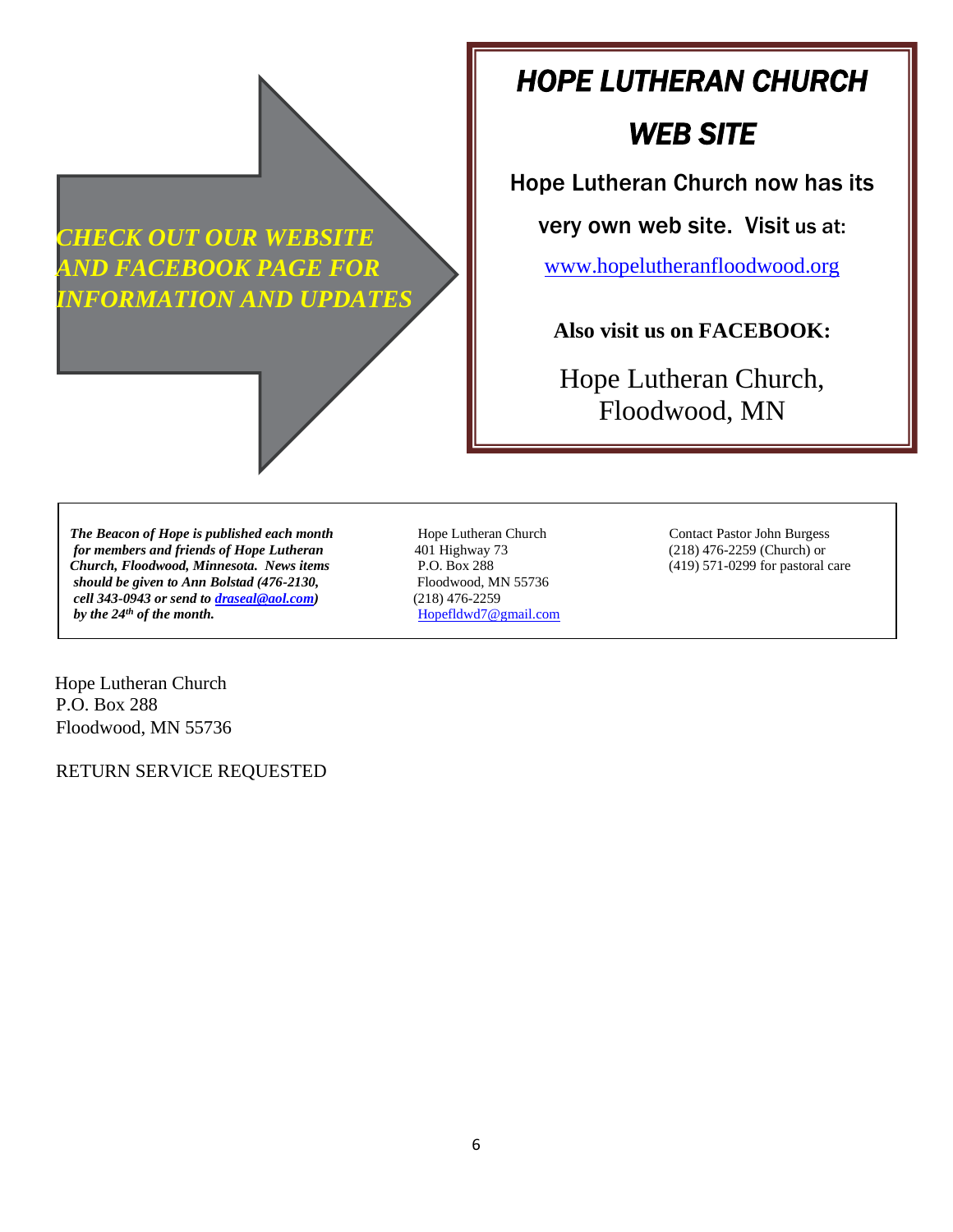*CHECK OUT OUR WEBSITE AND FACEBOOK PAGE FOR INFORMATION AND UPDATES*

# *HOPE LUTHERAN CHURCH WEB SITE*

Hope Lutheran Church now has its very own web site. Visit us at:

www.hopelutheranfloodwood.org

**Also visit us on FACEBOOK:**

Hope Lutheran Church, Floodwood, MN

***The Beacon of Hope is published each month for members and friends of Hope Lutheran Church, Floodwood, Minnesota. News items should be given to Ann Bolstad (476-2130, cell 343-0943 or send to draseal@aol.com) by the 24th of the month.***

Hope Lutheran Church
401 Highway 73
P.O. Box 288
Floodwood, MN 55736
(218) 476-2259
Hopefldwd7@gmail.com

Contact Pastor John Burgess
(218) 476-2259 (Church) or
(419) 571-0299 for pastoral care

Hope Lutheran Church
P.O. Box 288
Floodwood, MN 55736

RETURN SERVICE REQUESTED